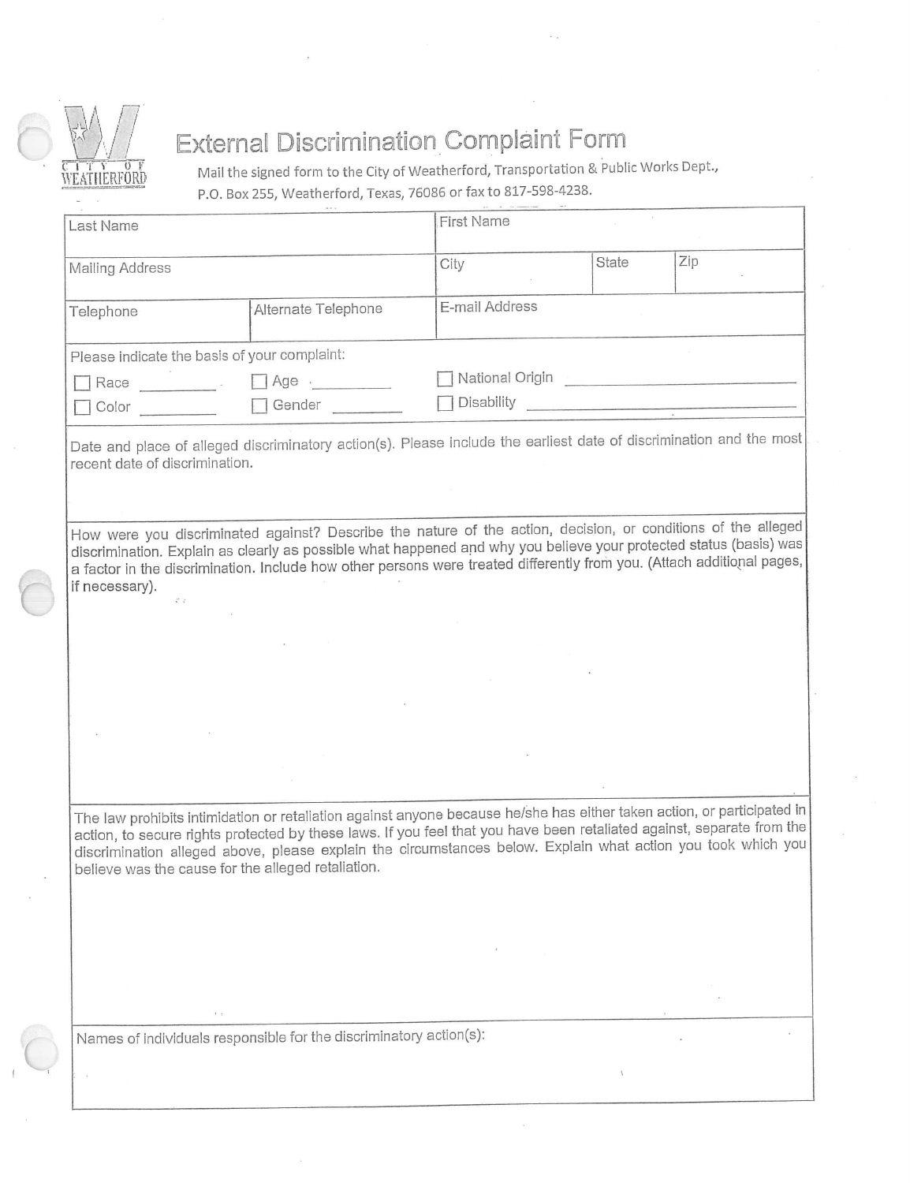CITY OF WEATHERFORD

# External Discrimination Complaint Form

Mail the signed form to the City of Weatherford, Transportation & Public Works Dept., P.O. Box 255, Weatherford, Texas, 76086 or fax to 817-598-4238.

| Last Name | | First Name | | |
|---|---|---|---|---|
| Mailing Address | | City | State | Zip |
| Telephone | Alternate Telephone | E-mail Address | | |

Please indicate the basis of your complaint:

☐ Race ________ ☐ Age ________ ☐ National Origin ________________________

☐ Color ________ ☐ Gender ________ ☐ Disability ________________________

Date and place of alleged discriminatory action(s). Please include the earliest date of discrimination and the most recent date of discrimination.

How were you discriminated against? Describe the nature of the action, decision, or conditions of the alleged discrimination. Explain as clearly as possible what happened and why you believe your protected status (basis) was a factor in the discrimination. Include how other persons were treated differently from you. (Attach additional pages, if necessary).

The law prohibits intimidation or retaliation against anyone because he/she has either taken action, or participated in action, to secure rights protected by these laws. If you feel that you have been retaliated against, separate from the discrimination alleged above, please explain the circumstances below. Explain what action you took which you believe was the cause for the alleged retaliation.

Names of individuals responsible for the discriminatory action(s):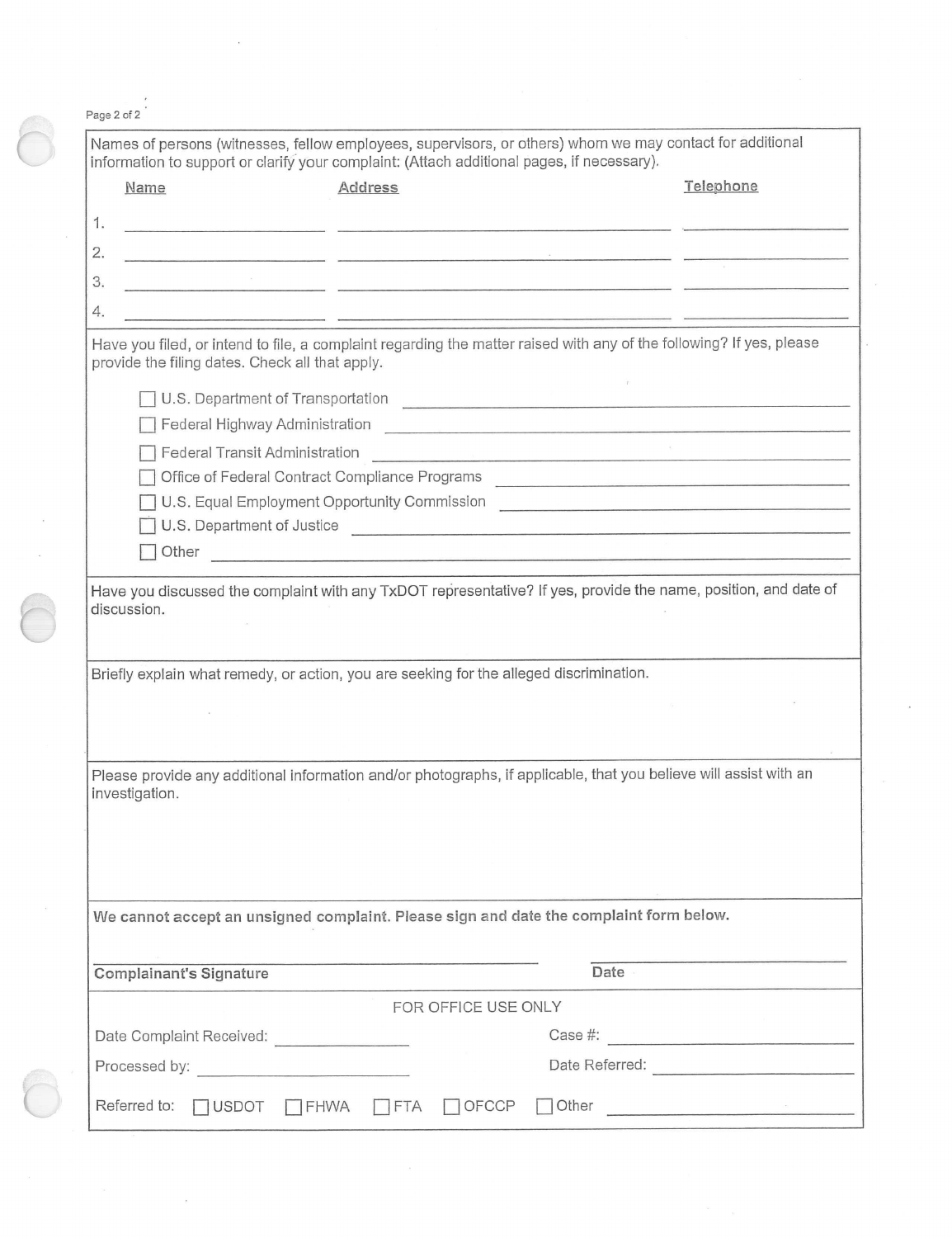Names of persons (witnesses, fellow employees, supervisors, or others) whom we may contact for additional information to support or clarify your complaint: (Attach additional pages, if necessary).

| | Name | Address | Telephone |
|---|---|---|---|
| 1. | | | |
| 2. | | | |
| 3. | | | |
| 4. | | | |

Have you filed, or intend to file, a complaint regarding the matter raised with any of the following? If yes, please provide the filing dates. Check all that apply.

- ☐ U.S. Department of Transportation ______________________
- ☐ Federal Highway Administration ______________________
- ☐ Federal Transit Administration ______________________
- ☐ Office of Federal Contract Compliance Programs ______________________
- ☐ U.S. Equal Employment Opportunity Commission ______________________
- ☐ U.S. Department of Justice ______________________
- ☐ Other ______________________

Have you discussed the complaint with any TxDOT representative? If yes, provide the name, position, and date of discussion.

Briefly explain what remedy, or action, you are seeking for the alleged discrimination.

Please provide any additional information and/or photographs, if applicable, that you believe will assist with an investigation.

**We cannot accept an unsigned complaint. Please sign and date the complaint form below.**

______________________________ ______________________

**Complainant's Signature** **Date**

FOR OFFICE USE ONLY

Date Complaint Received: ______________ Case #: ______________

Processed by: ______________ Date Referred: ______________

Referred to: ☐ USDOT ☐ FHWA ☐ FTA ☐ OFCCP ☐ Other ______________